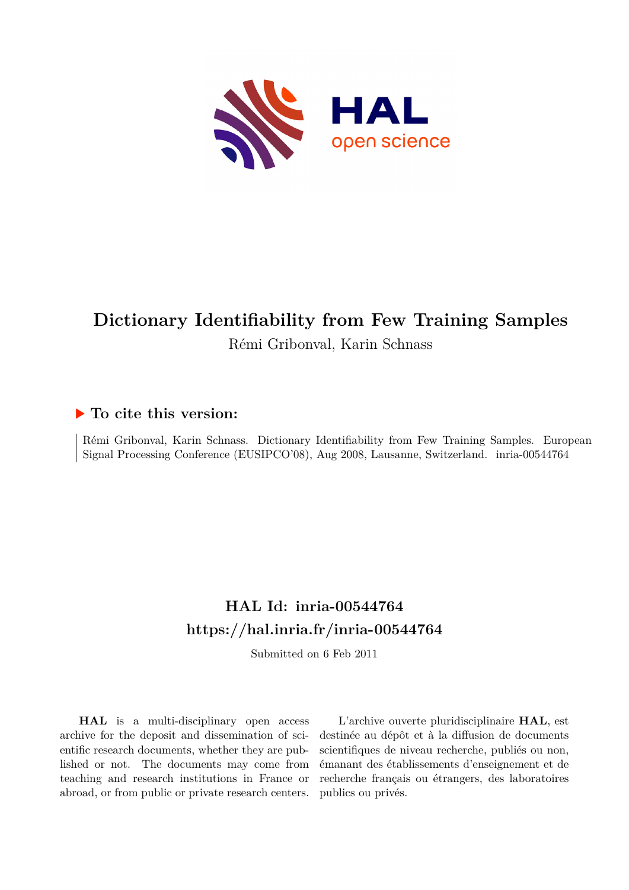# Dictionary Identifiability from Few Training Samples

Rémi Gribonval, Karin Schnass

## ▶ To cite this version:

Rémi Gribonval, Karin Schnass. Dictionary Identifiability from Few Training Samples. European Signal Processing Conference (EUSIPCO'08), Aug 2008, Lausanne, Switzerland. inria-00544764

## HAL Id: inria-00544764
## https://hal.inria.fr/inria-00544764

Submitted on 6 Feb 2011

**HAL** is a multi-disciplinary open access archive for the deposit and dissemination of scientific research documents, whether they are published or not. The documents may come from teaching and research institutions in France or abroad, or from public or private research centers.

L'archive ouverte pluridisciplinaire **HAL**, est destinée au dépôt et à la diffusion de documents scientifiques de niveau recherche, publiés ou non, émanant des établissements d'enseignement et de recherche français ou étrangers, des laboratoires publics ou privés.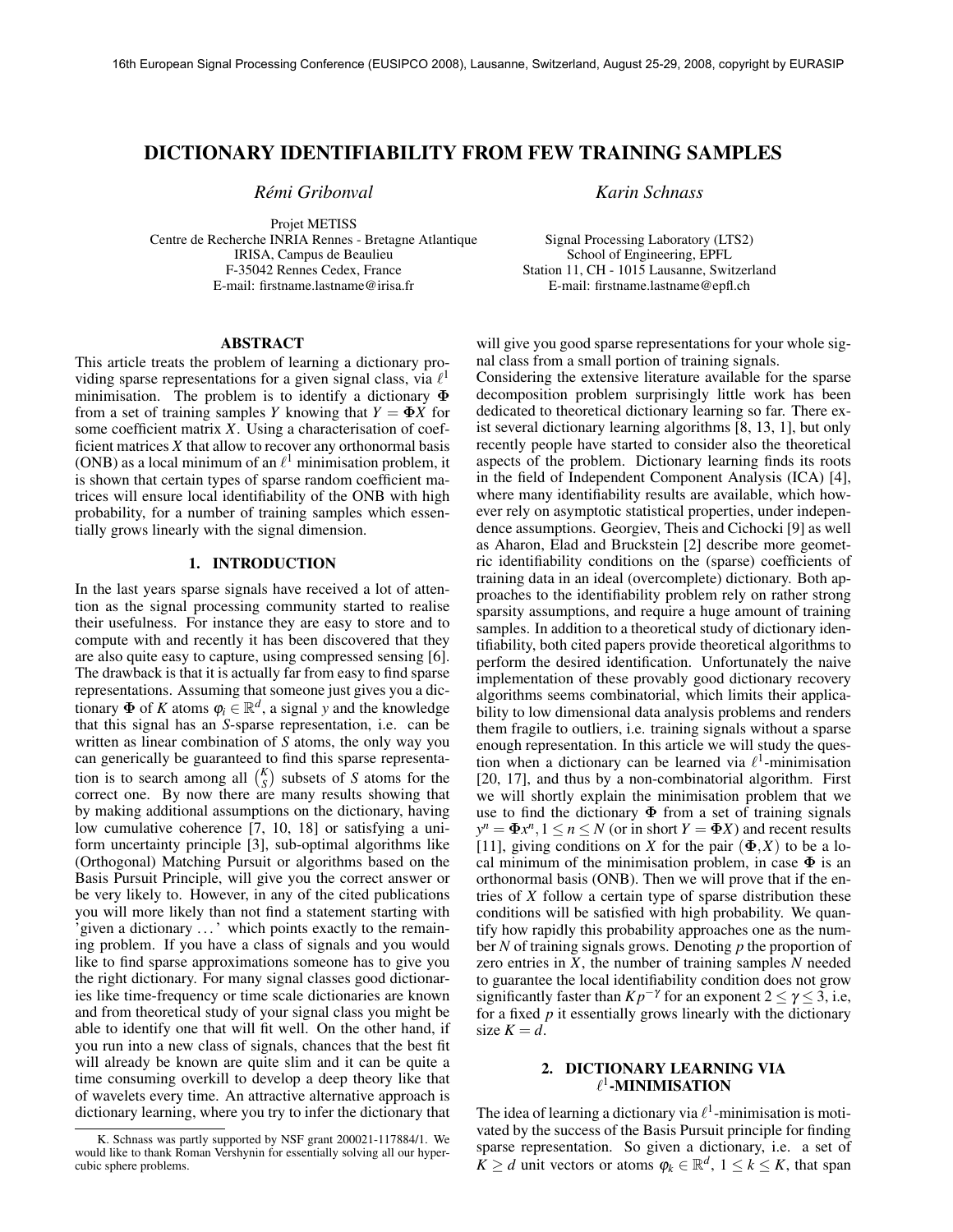# DICTIONARY IDENTIFIABILITY FROM FEW TRAINING SAMPLES

*Rémi Gribonval*

Projet METISS
Centre de Recherche INRIA Rennes - Bretagne Atlantique
IRISA, Campus de Beaulieu
F-35042 Rennes Cedex, France
E-mail: firstname.lastname@irisa.fr

*Karin Schnass*

Signal Processing Laboratory (LTS2)
School of Engineering, EPFL
Station 11, CH - 1015 Lausanne, Switzerland
E-mail: firstname.lastname@epfl.ch

## ABSTRACT

This article treats the problem of learning a dictionary providing sparse representations for a given signal class, via $\ell^1$ minimisation. The problem is to identify a dictionary $\mathbf{\Phi}$ from a set of training samples $Y$ knowing that $Y = \mathbf{\Phi}X$ for some coefficient matrix $X$. Using a characterisation of coefficient matrices $X$ that allow to recover any orthonormal basis (ONB) as a local minimum of an $\ell^1$ minimisation problem, it is shown that certain types of sparse random coefficient matrices will ensure local identifiability of the ONB with high probability, for a number of training samples which essentially grows linearly with the signal dimension.

## 1. INTRODUCTION

In the last years sparse signals have received a lot of attention as the signal processing community started to realise their usefulness. For instance they are easy to store and to compute with and recently it has been discovered that they are also quite easy to capture, using compressed sensing [6]. The drawback is that it is actually far from easy to find sparse representations. Assuming that someone just gives you a dictionary $\mathbf{\Phi}$ of $K$ atoms $\varphi_i \in \mathbb{R}^d$, a signal $y$ and the knowledge that this signal has an $S$-sparse representation, i.e. can be written as linear combination of $S$ atoms, the only way you can generically be guaranteed to find this sparse representation is to search among all $\binom{K}{S}$ subsets of $S$ atoms for the correct one. By now there are many results showing that by making additional assumptions on the dictionary, having low cumulative coherence [7, 10, 18] or satisfying a uniform uncertainty principle [3], sub-optimal algorithms like (Orthogonal) Matching Pursuit or algorithms based on the Basis Pursuit Principle, will give you the correct answer or be very likely to. However, in any of the cited publications you will more likely than not find a statement starting with 'given a dictionary ...' which points exactly to the remaining problem. If you have a class of signals and you would like to find sparse approximations someone has to give you the right dictionary. For many signal classes good dictionaries like time-frequency or time scale dictionaries are known and from theoretical study of your signal class you might be able to identify one that will fit well. On the other hand, if you run into a new class of signals, chances that the best fit will already be known are quite slim and it can be quite a time consuming overkill to develop a deep theory like that of wavelets every time. An attractive alternative approach is dictionary learning, where you try to infer the dictionary that will give you good sparse representations for your whole signal class from a small portion of training signals.

Considering the extensive literature available for the sparse decomposition problem surprisingly little work has been dedicated to theoretical dictionary learning so far. There exist several dictionary learning algorithms [8, 13, 1], but only recently people have started to consider also the theoretical aspects of the problem. Dictionary learning finds its roots in the field of Independent Component Analysis (ICA) [4], where many identifiability results are available, which however rely on asymptotic statistical properties, under independence assumptions. Georgiev, Theis and Cichocki [9] as well as Aharon, Elad and Bruckstein [2] describe more geometric identifiability conditions on the (sparse) coefficients of training data in an ideal (overcomplete) dictionary. Both approaches to the identifiability problem rely on rather strong sparsity assumptions, and require a huge amount of training samples. In addition to a theoretical study of dictionary identifiability, both cited papers provide theoretical algorithms to perform the desired identification. Unfortunately the naive implementation of these provably good dictionary recovery algorithms seems combinatorial, which limits their applicability to low dimensional data analysis problems and renders them fragile to outliers, i.e. training signals without a sparse enough representation. In this article we will study the question when a dictionary can be learned via $\ell^1$-minimisation [20, 17], and thus by a non-combinatorial algorithm. First we will shortly explain the minimisation problem that we use to find the dictionary $\mathbf{\Phi}$ from a set of training signals $y^n = \mathbf{\Phi}x^n, 1 \leq n \leq N$ (or in short $Y = \mathbf{\Phi}X$) and recent results [11], giving conditions on $X$ for the pair $(\mathbf{\Phi}, X)$ to be a local minimum of the minimisation problem, in case $\mathbf{\Phi}$ is an orthonormal basis (ONB). Then we will prove that if the entries of $X$ follow a certain type of sparse distribution these conditions will be satisfied with high probability. We quantify how rapidly this probability approaches one as the number $N$ of training signals grows. Denoting $p$ the proportion of zero entries in $X$, the number of training samples $N$ needed to guarantee the local identifiability condition does not grow significantly faster than $Kp^{-\gamma}$ for an exponent $2 \leq \gamma \leq 3$, i.e, for a fixed $p$ it essentially grows linearly with the dictionary size $K = d$.

## 2. DICTIONARY LEARNING VIA $\ell^1$-MINIMISATION

The idea of learning a dictionary via $\ell^1$-minimisation is motivated by the success of the Basis Pursuit principle for finding sparse representation. So given a dictionary, i.e. a set of $K \geq d$ unit vectors or atoms $\varphi_k \in \mathbb{R}^d$, $1 \leq k \leq K$, that span

K. Schnass was partly supported by NSF grant 200021-117884/1. We would like to thank Roman Vershynin for essentially solving all our hypercubic sphere problems.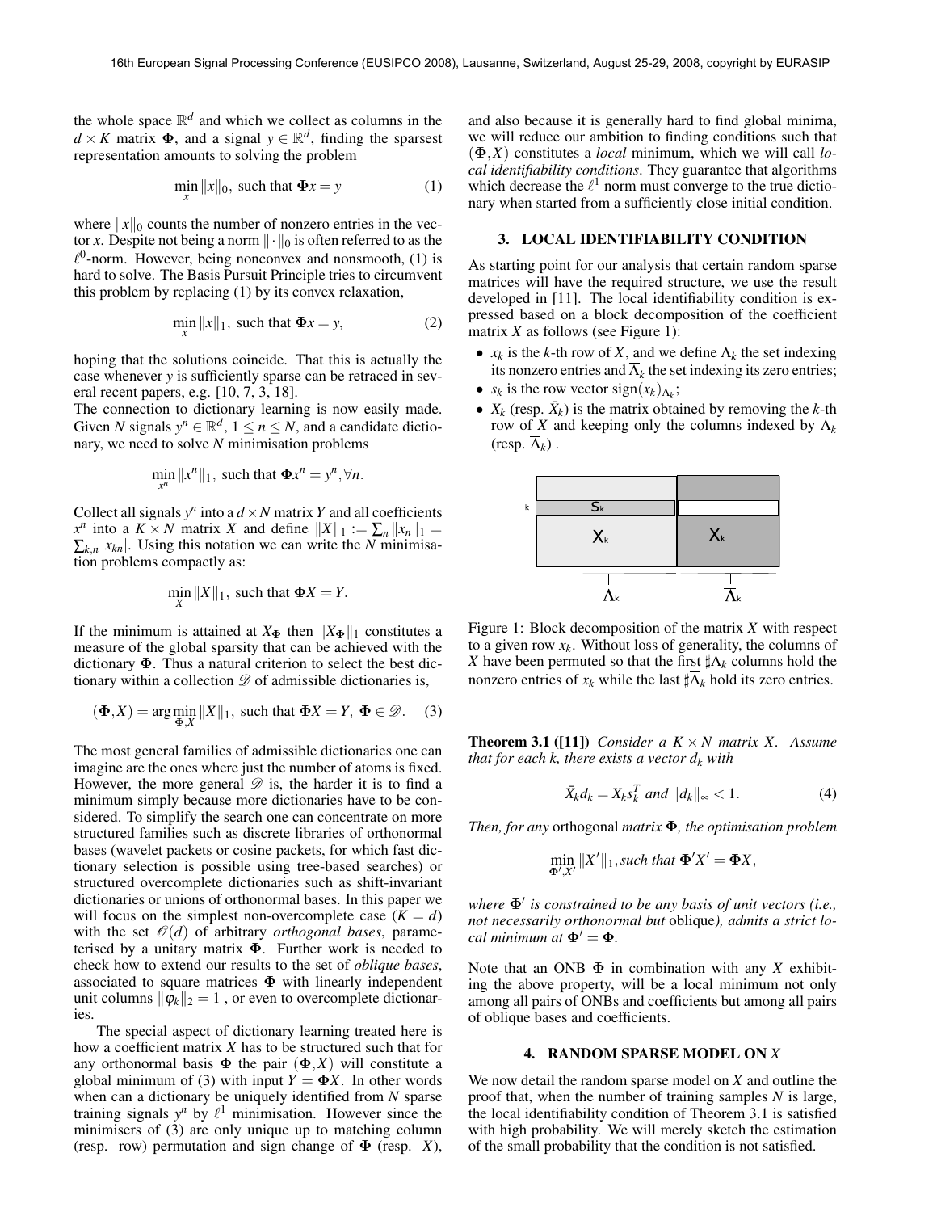the whole space $\mathbb{R}^d$ and which we collect as columns in the $d \times K$ matrix $\mathbf{\Phi}$, and a signal $y \in \mathbb{R}^d$, finding the sparsest representation amounts to solving the problem

$$\min_x \|x\|_0, \text{ such that } \mathbf{\Phi}x = y \tag{1}$$

where $\|x\|_0$ counts the number of nonzero entries in the vector $x$. Despite not being a norm $\|\cdot\|_0$ is often referred to as the $\ell^0$-norm. However, being nonconvex and nonsmooth, (1) is hard to solve. The Basis Pursuit Principle tries to circumvent this problem by replacing (1) by its convex relaxation,

$$\min_x \|x\|_1, \text{ such that } \mathbf{\Phi}x = y, \tag{2}$$

hoping that the solutions coincide. That this is actually the case whenever $y$ is sufficiently sparse can be retraced in several recent papers, e.g. [10, 7, 3, 18].

The connection to dictionary learning is now easily made. Given $N$ signals $y^n \in \mathbb{R}^d$, $1 \le n \le N$, and a candidate dictionary, we need to solve $N$ minimisation problems

$$\min_{x^n} \|x^n\|_1, \text{ such that } \mathbf{\Phi}x^n = y^n, \forall n.$$

Collect all signals $y^n$ into a $d \times N$ matrix $Y$ and all coefficients $x^n$ into a $K \times N$ matrix $X$ and define $\|X\|_1 := \sum_n \|x_n\|_1 = \sum_{k,n} |x_{kn}|$. Using this notation we can write the $N$ minimisation problems compactly as:

$$\min_X \|X\|_1, \text{ such that } \mathbf{\Phi}X = Y.$$

If the minimum is attained at $X_{\mathbf{\Phi}}$ then $\|X_{\mathbf{\Phi}}\|_1$ constitutes a measure of the global sparsity that can be achieved with the dictionary $\mathbf{\Phi}$. Thus a natural criterion to select the best dictionary within a collection $\mathscr{D}$ of admissible dictionaries is,

$$(\mathbf{\Phi}, X) = \arg\min_{\mathbf{\Phi}, X} \|X\|_1, \text{ such that } \mathbf{\Phi}X = Y, \ \mathbf{\Phi} \in \mathscr{D}. \tag{3}$$

The most general families of admissible dictionaries one can imagine are the ones where just the number of atoms is fixed. However, the more general $\mathscr{D}$ is, the harder it is to find a minimum simply because more dictionaries have to be considered. To simplify the search one can concentrate on more structured families such as discrete libraries of orthonormal bases (wavelet packets or cosine packets, for which fast dictionary selection is possible using tree-based searches) or structured overcomplete dictionaries such as shift-invariant dictionaries or unions of orthonormal bases. In this paper we will focus on the simplest non-overcomplete case ($K = d$) with the set $\mathscr{O}(d)$ of arbitrary *orthogonal bases*, parameterised by a unitary matrix $\mathbf{\Phi}$. Further work is needed to check how to extend our results to the set of *oblique bases*, associated to square matrices $\mathbf{\Phi}$ with linearly independent unit columns $\|\varphi_k\|_2 = 1$ , or even to overcomplete dictionaries.

The special aspect of dictionary learning treated here is how a coefficient matrix $X$ has to be structured such that for any orthonormal basis $\mathbf{\Phi}$ the pair $(\mathbf{\Phi}, X)$ will constitute a global minimum of (3) with input $Y = \mathbf{\Phi}X$. In other words when can a dictionary be uniquely identified from $N$ sparse training signals $y^n$ by $\ell^1$ minimisation. However since the minimisers of (3) are only unique up to matching column (resp. row) permutation and sign change of $\mathbf{\Phi}$ (resp. $X$), and also because it is generally hard to find global minima, we will reduce our ambition to finding conditions such that $(\mathbf{\Phi}, X)$ constitutes a *local* minimum, which we will call *local identifiability conditions*. They guarantee that algorithms which decrease the $\ell^1$ norm must converge to the true dictionary when started from a sufficiently close initial condition.

## 3. LOCAL IDENTIFIABILITY CONDITION

As starting point for our analysis that certain random sparse matrices will have the required structure, we use the result developed in [11]. The local identifiability condition is expressed based on a block decomposition of the coefficient matrix $X$ as follows (see Figure 1):

- $x_k$ is the $k$-th row of $X$, and we define $\Lambda_k$ the set indexing its nonzero entries and $\overline{\Lambda}_k$ the set indexing its zero entries;
- $s_k$ is the row vector $\operatorname{sign}(x_k)_{\Lambda_k}$;
- $X_k$ (resp. $\bar{X}_k$) is the matrix obtained by removing the $k$-th row of $X$ and keeping only the columns indexed by $\Lambda_k$ (resp. $\overline{\Lambda}_k$) .

Figure 1: Block decomposition of the matrix $X$ with respect to a given row $x_k$. Without loss of generality, the columns of $X$ have been permuted so that the first $\sharp\Lambda_k$ columns hold the nonzero entries of $x_k$ while the last $\sharp\overline{\Lambda}_k$ hold its zero entries.

**Theorem 3.1 ([11])** *Consider a $K \times N$ matrix $X$. Assume that for each k, there exists a vector $d_k$ with*

$$\bar{X}_k d_k = X_k s_k^T \text{ and } \|d_k\|_\infty < 1. \tag{4}$$

*Then, for any* orthogonal *matrix $\mathbf{\Phi}$, the optimisation problem*

$$\min_{\mathbf{\Phi}', X'} \|X'\|_1, \text{such that } \mathbf{\Phi}'X' = \mathbf{\Phi}X,$$

*where $\mathbf{\Phi}'$ is constrained to be any basis of unit vectors (i.e., not necessarily orthonormal but* oblique*), admits a strict local minimum at $\mathbf{\Phi}' = \mathbf{\Phi}$.*

Note that an ONB $\mathbf{\Phi}$ in combination with any $X$ exhibiting the above property, will be a local minimum not only among all pairs of ONBs and coefficients but among all pairs of oblique bases and coefficients.

## 4. RANDOM SPARSE MODEL ON $X$

We now detail the random sparse model on $X$ and outline the proof that, when the number of training samples $N$ is large, the local identifiability condition of Theorem 3.1 is satisfied with high probability. We will merely sketch the estimation of the small probability that the condition is not satisfied.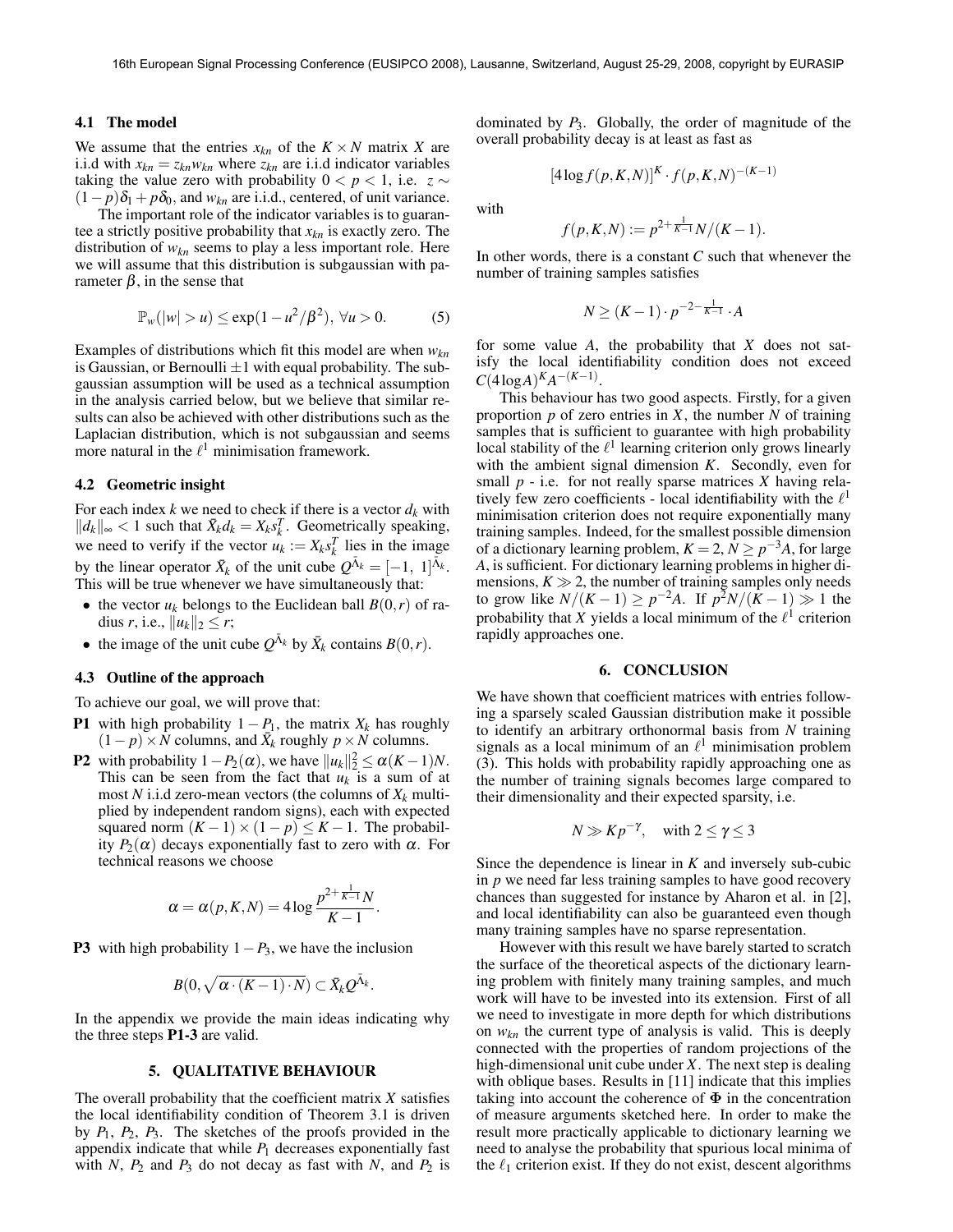### 4.1 The model

We assume that the entries $x_{kn}$ of the $K \times N$ matrix $X$ are i.i.d with $x_{kn} = z_{kn} w_{kn}$ where $z_{kn}$ are i.i.d indicator variables taking the value zero with probability $0 < p < 1$, i.e. $z \sim (1-p)\delta_1 + p\delta_0$, and $w_{kn}$ are i.i.d., centered, of unit variance.

The important role of the indicator variables is to guarantee a strictly positive probability that $x_{kn}$ is exactly zero. The distribution of $w_{kn}$ seems to play a less important role. Here we will assume that this distribution is subgaussian with parameter $\beta$, in the sense that

$$\mathbb{P}_w(|w| > u) \leq \exp(1 - u^2/\beta^2), \ \forall u > 0. \tag{5}$$

Examples of distributions which fit this model are when $w_{kn}$ is Gaussian, or Bernoulli $\pm 1$ with equal probability. The subgaussian assumption will be used as a technical assumption in the analysis carried below, but we believe that similar results can also be achieved with other distributions such as the Laplacian distribution, which is not subgaussian and seems more natural in the $\ell^1$ minimisation framework.

### 4.2 Geometric insight

For each index $k$ we need to check if there is a vector $d_k$ with $\|d_k\|_\infty < 1$ such that $\bar{X}_k d_k = X_k s_k^T$. Geometrically speaking, we need to verify if the vector $u_k := X_k s_k^T$ lies in the image by the linear operator $\bar{X}_k$ of the unit cube $Q^{\bar{\Lambda}_k} = [-1,\ 1]^{\bar{\Lambda}_k}$. This will be true whenever we have simultaneously that:

- the vector $u_k$ belongs to the Euclidean ball $B(0,r)$ of radius $r$, i.e., $\|u_k\|_2 \leq r$;
- the image of the unit cube $Q^{\bar{\Lambda}_k}$ by $\bar{X}_k$ contains $B(0,r)$.

### 4.3 Outline of the approach

To achieve our goal, we will prove that:

**P1** with high probability $1 - P_1$, the matrix $X_k$ has roughly $(1-p) \times N$ columns, and $\bar{X}_k$ roughly $p \times N$ columns.

**P2** with probability $1 - P_2(\alpha)$, we have $\|u_k\|_2^2 \leq \alpha(K-1)N$. This can be seen from the fact that $u_k$ is a sum of at most $N$ i.i.d zero-mean vectors (the columns of $X_k$ multiplied by independent random signs), each with expected squared norm $(K-1) \times (1-p) \leq K-1$. The probability $P_2(\alpha)$ decays exponentially fast to zero with $\alpha$. For technical reasons we choose

$$\alpha = \alpha(p,K,N) = 4 \log \frac{p^{2+\frac{1}{K-1}} N}{K-1}.$$

**P3** with high probability $1 - P_3$, we have the inclusion

$$B(0, \sqrt{\alpha \cdot (K-1) \cdot N}) \subset \bar{X}_k Q^{\bar{\Lambda}_k}.$$

In the appendix we provide the main ideas indicating why the three steps **P1-3** are valid.

## 5. QUALITATIVE BEHAVIOUR

The overall probability that the coefficient matrix $X$ satisfies the local identifiability condition of Theorem 3.1 is driven by $P_1$, $P_2$, $P_3$. The sketches of the proofs provided in the appendix indicate that while $P_1$ decreases exponentially fast with $N$, $P_2$ and $P_3$ do not decay as fast with $N$, and $P_2$ is dominated by $P_3$. Globally, the order of magnitude of the overall probability decay is at least as fast as

$$[4 \log f(p,K,N)]^K \cdot f(p,K,N)^{-(K-1)}$$

with

$$f(p,K,N) := p^{2+\frac{1}{K-1}} N/(K-1).$$

In other words, there is a constant $C$ such that whenever the number of training samples satisfies

$$N \geq (K-1) \cdot p^{-2-\frac{1}{K-1}} \cdot A$$

for some value $A$, the probability that $X$ does not satisfy the local identifiability condition does not exceed $C(4\log A)^K A^{-(K-1)}$.

This behaviour has two good aspects. Firstly, for a given proportion $p$ of zero entries in $X$, the number $N$ of training samples that is sufficient to guarantee with high probability local stability of the $\ell^1$ learning criterion only grows linearly with the ambient signal dimension $K$. Secondly, even for small $p$ - i.e. for not really sparse matrices $X$ having relatively few zero coefficients - local identifiability with the $\ell^1$ minimisation criterion does not require exponentially many training samples. Indeed, for the smallest possible dimension of a dictionary learning problem, $K = 2$, $N \geq p^{-3}A$, for large $A$, is sufficient. For dictionary learning problems in higher dimensions, $K \gg 2$, the number of training samples only needs to grow like $N/(K-1) \geq p^{-2}A$. If $p^2 N/(K-1) \gg 1$ the probability that $X$ yields a local minimum of the $\ell^1$ criterion rapidly approaches one.

## 6. CONCLUSION

We have shown that coefficient matrices with entries following a sparsely scaled Gaussian distribution make it possible to identify an arbitrary orthonormal basis from $N$ training signals as a local minimum of an $\ell^1$ minimisation problem (3). This holds with probability rapidly approaching one as the number of training signals becomes large compared to their dimensionality and their expected sparsity, i.e.

$$N \gg K p^{-\gamma}, \quad \text{with } 2 \leq \gamma \leq 3$$

Since the dependence is linear in $K$ and inversely sub-cubic in $p$ we need far less training samples to have good recovery chances than suggested for instance by Aharon et al. in [2], and local identifiability can also be guaranteed even though many training samples have no sparse representation.

However with this result we have barely started to scratch the surface of the theoretical aspects of the dictionary learning problem with finitely many training samples, and much work will have to be invested into its extension. First of all we need to investigate in more depth for which distributions on $w_{kn}$ the current type of analysis is valid. This is deeply connected with the properties of random projections of the high-dimensional unit cube under $X$. The next step is dealing with oblique bases. Results in [11] indicate that this implies taking into account the coherence of $\Phi$ in the concentration of measure arguments sketched here. In order to make the result more practically applicable to dictionary learning we need to analyse the probability that spurious local minima of the $\ell_1$ criterion exist. If they do not exist, descent algorithms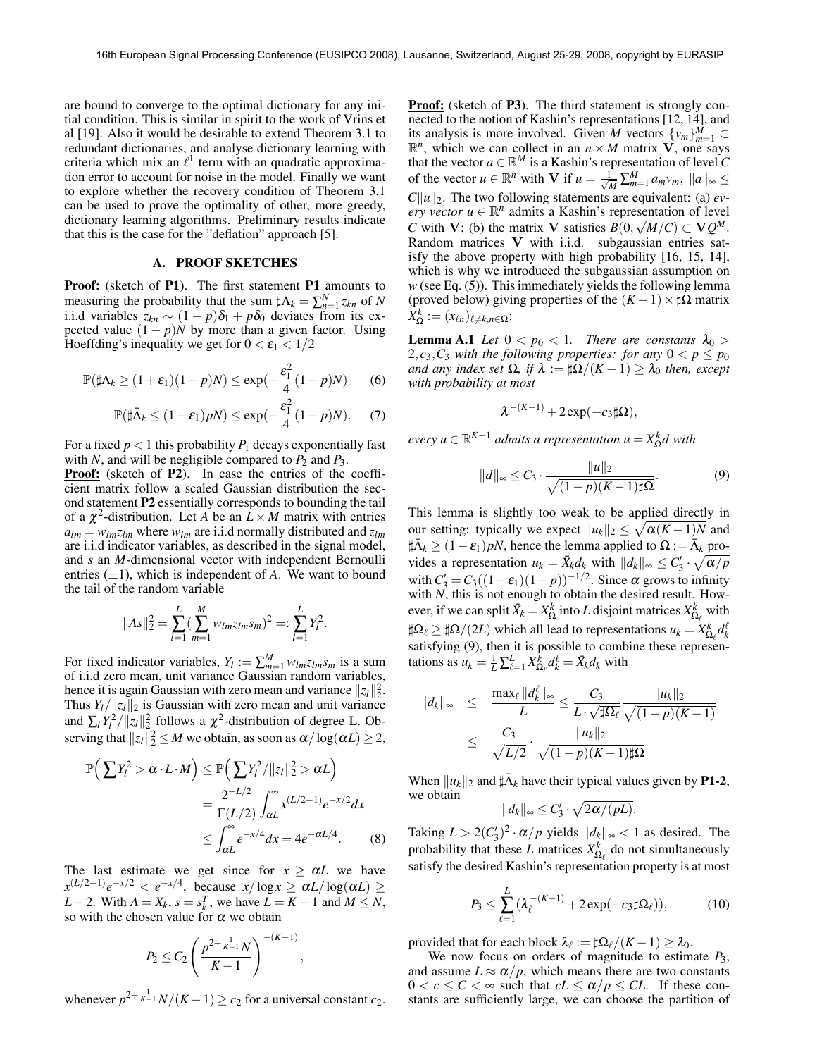are bound to converge to the optimal dictionary for any initial condition. This is similar in spirit to the work of Vrins et al [19]. Also it would be desirable to extend Theorem 3.1 to redundant dictionaries, and analyse dictionary learning with criteria which mix an $\ell^1$ term with an quadratic approximation error to account for noise in the model. Finally we want to explore whether the recovery condition of Theorem 3.1 can be used to prove the optimality of other, more greedy, dictionary learning algorithms. Preliminary results indicate that this is the case for the "deflation" approach [5].

## A. PROOF SKETCHES

**Proof:** (sketch of **P1**). The first statement **P1** amounts to measuring the probability that the sum $\sharp\Lambda_k = \sum_{n=1}^N z_{kn}$ of $N$ i.i.d variables $z_{kn} \sim (1-p)\delta_1 + p\delta_0$ deviates from its expected value $(1-p)N$ by more than a given factor. Using Hoeffding's inequality we get for $0 < \varepsilon_1 < 1/2$

$$\mathbb{P}(\sharp\Lambda_k \geq (1+\varepsilon_1)(1-p)N) \leq \exp(-\frac{\varepsilon_1^2}{4}(1-p)N) \qquad (6)$$

$$\mathbb{P}(\sharp\bar{\Lambda}_k \leq (1-\varepsilon_1)pN) \leq \exp(-\frac{\varepsilon_1^2}{4}(1-p)N). \qquad (7)$$

For a fixed $p < 1$ this probability $P_1$ decays exponentially fast with $N$, and will be negligible compared to $P_2$ and $P_3$.

**Proof:** (sketch of **P2**). In case the entries of the coefficient matrix follow a scaled Gaussian distribution the second statement **P2** essentially corresponds to bounding the tail of a $\chi^2$-distribution. Let $A$ be an $L \times M$ matrix with entries $a_{lm} = w_{lm}z_{lm}$ where $w_{lm}$ are i.i.d normally distributed and $z_{lm}$ are i.i.d indicator variables, as described in the signal model, and $s$ an $M$-dimensional vector with independent Bernoulli entries ($\pm 1$), which is independent of $A$. We want to bound the tail of the random variable

$$\|As\|_2^2 = \sum_{l=1}^{L}(\sum_{m=1}^{M} w_{lm}z_{lm}s_m)^2 =: \sum_{l=1}^{L} Y_l^2.$$

For fixed indicator variables, $Y_l := \sum_{m=1}^M w_{lm}z_{lm}s_m$ is a sum of i.i.d zero mean, unit variance Gaussian random variables, hence it is again Gaussian with zero mean and variance $\|z_l\|_2^2$. Thus $Y_l/\|z_l\|_2$ is Gaussian with zero mean and unit variance and $\sum_l Y_l^2/\|z_l\|_2^2$ follows a $\chi^2$-distribution of degree L. Observing that $\|z_l\|_2^2 \leq M$ we obtain, as soon as $\alpha/\log(\alpha L) \geq 2$,

$$\begin{aligned}
\mathbb{P}\Big(\sum Y_l^2 > \alpha \cdot L \cdot M\Big) &\leq \mathbb{P}\Big(\sum Y_l^2/\|z_l\|_2^2 > \alpha L\Big) \\
&= \frac{2^{-L/2}}{\Gamma(L/2)}\int_{\alpha L}^{\infty} x^{(L/2-1)}e^{-x/2}dx \\
&\leq \int_{\alpha L}^{\infty} e^{-x/4}dx = 4e^{-\alpha L/4}. \qquad (8)
\end{aligned}$$

The last estimate we get since for $x \geq \alpha L$ we have $x^{(L/2-1)}e^{-x/2} < e^{-x/4}$, because $x/\log x \geq \alpha L/\log(\alpha L) \geq L-2$. With $A = X_k$, $s = s_k^T$, we have $L = K-1$ and $M \leq N$, so with the chosen value for $\alpha$ we obtain

$$P_2 \leq C_2\left(\frac{p^{2+\frac{1}{K-1}}N}{K-1}\right)^{-(K-1)},$$

whenever $p^{2+\frac{1}{K-1}}N/(K-1) \geq c_2$ for a universal constant $c_2$.

**Proof:** (sketch of **P3**). The third statement is strongly connected to the notion of Kashin's representations [12, 14], and its analysis is more involved. Given $M$ vectors $\{v_m\}_{m=1}^M \subset \mathbb{R}^n$, which we can collect in an $n \times M$ matrix $\mathbf{V}$, one says that the vector $a \in \mathbb{R}^M$ is a Kashin's representation of level $C$ of the vector $u \in \mathbb{R}^n$ with $\mathbf{V}$ if $u = \frac{1}{\sqrt{M}}\sum_{m=1}^M a_m v_m$, $\|a\|_\infty \leq C\|u\|_2$. The two following statements are equivalent: (a) *every vector* $u \in \mathbb{R}^n$ admits a Kashin's representation of level $C$ with $\mathbf{V}$; (b) the matrix $\mathbf{V}$ satisfies $B(0,\sqrt{M}/C) \subset \mathbf{V}Q^M$. Random matrices $\mathbf{V}$ with i.i.d. subgaussian entries satisfy the above property with high probability [16, 15, 14], which is why we introduced the subgaussian assumption on $w$ (see Eq. (5)). This immediately yields the following lemma (proved below) giving properties of the $(K-1)\times\sharp\Omega$ matrix $X_\Omega^k := (x_{\ell n})_{\ell\neq k, n\in\Omega}$:

**Lemma A.1** *Let $0 < p_0 < 1$. There are constants $\lambda_0 > 2, c_3, C_3$ with the following properties: for any $0 < p \leq p_0$ and any index set $\Omega$, if $\lambda := \sharp\Omega/(K-1) \geq \lambda_0$ then, except with probability at most*

$$\lambda^{-(K-1)} + 2\exp(-c_3\sharp\Omega),$$

*every $u \in \mathbb{R}^{K-1}$ admits a representation $u = X_\Omega^k d$ with*

$$\|d\|_\infty \leq C_3 \cdot \frac{\|u\|_2}{\sqrt{(1-p)(K-1)\sharp\Omega}}. \qquad (9)$$

This lemma is slightly too weak to be applied directly in our setting: typically we expect $\|u_k\|_2 \leq \sqrt{\alpha(K-1)N}$ and $\sharp\bar{\Lambda}_k \geq (1-\varepsilon_1)pN$, hence the lemma applied to $\Omega := \bar{\Lambda}_k$ provides a representation $u_k = \bar{X}_k d_k$ with $\|d_k\|_\infty \leq C_3' \cdot \sqrt{\alpha/p}$ with $C_3' = C_3((1-\varepsilon_1)(1-p))^{-1/2}$. Since $\alpha$ grows to infinity with $N$, this is not enough to obtain the desired result. However, if we can split $\bar{X}_k = X_\Omega^k$ into $L$ disjoint matrices $X_{\Omega_\ell}^k$ with $\sharp\Omega_\ell \geq \sharp\Omega/(2L)$ which all lead to representations $u_k = X_{\Omega_\ell}^k d_k^\ell$ satisfying (9), then it is possible to combine these representations as $u_k = \frac{1}{L}\sum_{\ell=1}^L X_{\Omega_\ell}^k d_k^\ell = \bar{X}_k d_k$ with

$$\begin{aligned}
\|d_k\|_\infty &\leq \frac{\max_\ell \|d_k^\ell\|_\infty}{L} \leq \frac{C_3}{L\cdot\sqrt{\sharp\Omega_\ell}}\frac{\|u_k\|_2}{\sqrt{(1-p)(K-1)}} \\
&\leq \frac{C_3}{\sqrt{L/2}}\cdot\frac{\|u_k\|_2}{\sqrt{(1-p)(K-1)\sharp\Omega}}
\end{aligned}$$

When $\|u_k\|_2$ and $\sharp\bar{\Lambda}_k$ have their typical values given by **P1-2**, we obtain

$$\|d_k\|_\infty \leq C_3' \cdot \sqrt{2\alpha/(pL)}.$$

Taking $L > 2(C_3')^2 \cdot \alpha/p$ yields $\|d_k\|_\infty < 1$ as desired. The probability that these $L$ matrices $X_{\Omega_\ell}^k$ do not simultaneously satisfy the desired Kashin's representation property is at most

$$P_3 \leq \sum_{\ell=1}^{L}(\lambda_\ell^{-(K-1)} + 2\exp(-c_3\sharp\Omega_\ell)), \qquad (10)$$

provided that for each block $\lambda_\ell := \sharp\Omega_\ell/(K-1) \geq \lambda_0$.

We now focus on orders of magnitude to estimate $P_3$, and assume $L \approx \alpha/p$, which means there are two constants $0 < c \leq C < \infty$ such that $cL \leq \alpha/p \leq CL$. If these constants are sufficiently large, we can choose the partition of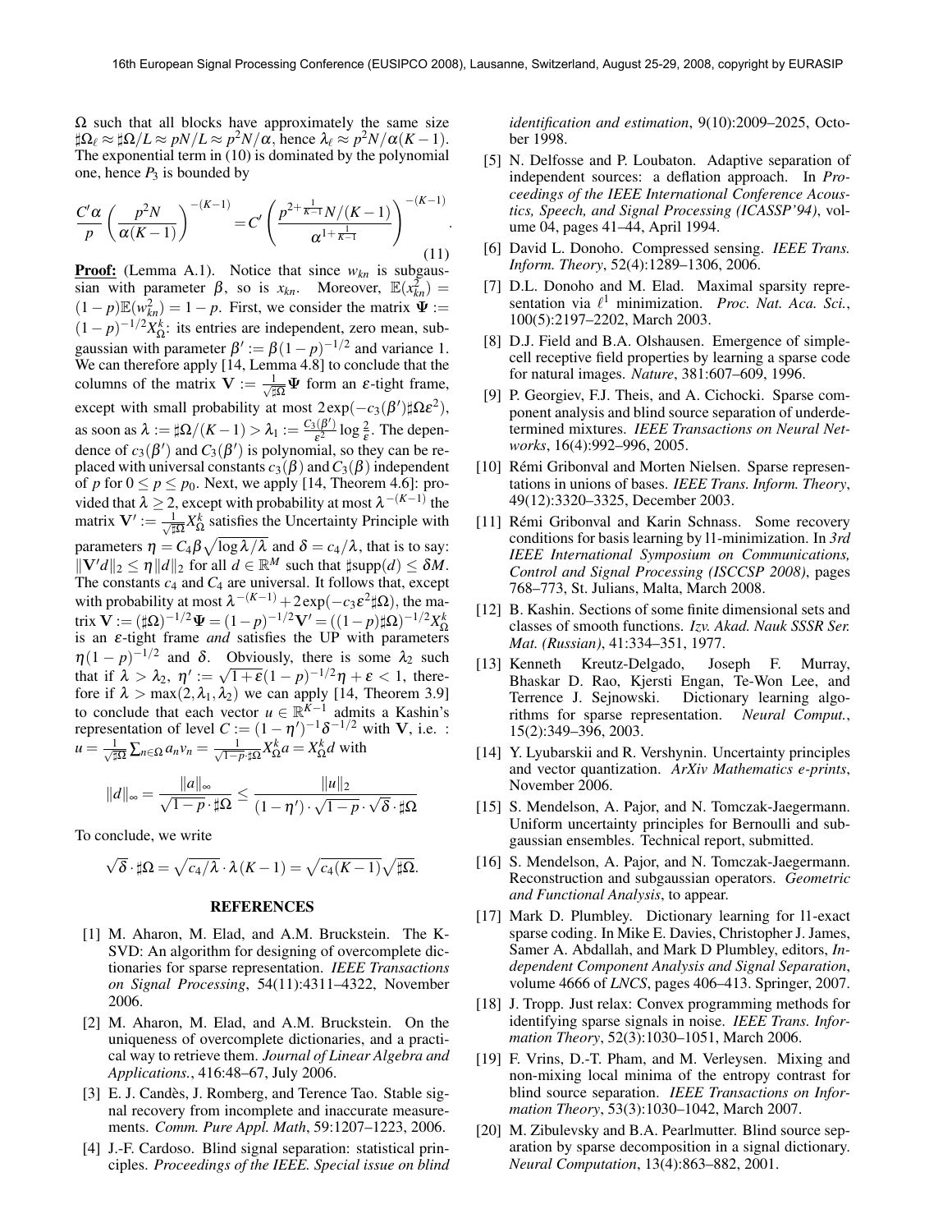$\Omega$ such that all blocks have approximately the same size $\sharp\Omega_\ell \approx \sharp\Omega/L \approx pN/L \approx p^2N/\alpha$, hence $\lambda_\ell \approx p^2N/\alpha(K-1)$. The exponential term in (10) is dominated by the polynomial one, hence $P_3$ is bounded by

$$\frac{C'\alpha}{p}\left(\frac{p^2N}{\alpha(K-1)}\right)^{-(K-1)} = C'\left(\frac{p^{2+\frac{1}{K-1}}N/(K-1)}{\alpha^{1+\frac{1}{K-1}}}\right)^{-(K-1)}. \tag{11}$$

**Proof:** (Lemma A.1). Notice that since $w_{kn}$ is subgaussian with parameter $\beta$, so is $x_{kn}$. Moreover, $\mathbb{E}(x_{kn}^2) = (1-p)\mathbb{E}(w_{kn}^2) = 1-p$. First, we consider the matrix $\Psi := (1-p)^{-1/2}X_\Omega^k$: its entries are independent, zero mean, subgaussian with parameter $\beta' := \beta(1-p)^{-1/2}$ and variance 1. We can therefore apply [14, Lemma 4.8] to conclude that the columns of the matrix $\mathbf{V} := \frac{1}{\sqrt{\sharp\Omega}}\Psi$ form an $\varepsilon$-tight frame, except with small probability at most $2\exp(-c_3(\beta')\sharp\Omega\varepsilon^2)$, as soon as $\lambda := \sharp\Omega/(K-1) > \lambda_1 := \frac{C_3(\beta')}{\varepsilon^2}\log\frac{2}{\varepsilon}$. The dependence of $c_3(\beta')$ and $C_3(\beta')$ is polynomial, so they can be replaced with universal constants $c_3(\beta)$ and $C_3(\beta)$ independent of $p$ for $0 \leq p \leq p_0$. Next, we apply [14, Theorem 4.6]: provided that $\lambda \geq 2$, except with probability at most $\lambda^{-(K-1)}$ the matrix $\mathbf{V}' := \frac{1}{\sqrt{\sharp\Omega}}X_\Omega^k$ satisfies the Uncertainty Principle with parameters $\eta = C_4\beta\sqrt{\log\lambda/\lambda}$ and $\delta = c_4/\lambda$, that is to say: $\|\mathbf{V}'d\|_2 \leq \eta\|d\|_2$ for all $d \in \mathbb{R}^M$ such that $\sharp\mathrm{supp}(d) \leq \delta M$. The constants $c_4$ and $C_4$ are universal. It follows that, except with probability at most $\lambda^{-(K-1)} + 2\exp(-c_3\varepsilon^2\sharp\Omega)$, the matrix $\mathbf{V} := (\sharp\Omega)^{-1/2}\Psi = (1-p)^{-1/2}\mathbf{V}' = ((1-p)\sharp\Omega)^{-1/2}X_\Omega^k$ is an $\varepsilon$-tight frame *and* satisfies the UP with parameters $\eta(1-p)^{-1/2}$ and $\delta$. Obviously, there is some $\lambda_2$ such that if $\lambda > \lambda_2$, $\eta' := \sqrt{1+\varepsilon}(1-p)^{-1/2}\eta + \varepsilon < 1$, therefore if $\lambda > \max(2,\lambda_1,\lambda_2)$ we can apply [14, Theorem 3.9] to conclude that each vector $u \in \mathbb{R}^{K-1}$ admits a Kashin's representation of level $C := (1-\eta')^{-1}\delta^{-1/2}$ with $\mathbf{V}$, i.e. : $u = \frac{1}{\sqrt{\sharp\Omega}}\sum_{n\in\Omega} a_n v_n = \frac{1}{\sqrt{1-p}\cdot\sharp\Omega}X_\Omega^k a = X_\Omega^k d$ with

$$\|d\|_\infty = \frac{\|a\|_\infty}{\sqrt{1-p}\cdot\sharp\Omega} \leq \frac{\|u\|_2}{(1-\eta')\cdot\sqrt{1-p}\cdot\sqrt{\delta}\cdot\sharp\Omega}$$

To conclude, we write

$$\sqrt{\delta}\cdot\sharp\Omega = \sqrt{c_4/\lambda}\cdot\lambda(K-1) = \sqrt{c_4(K-1)}\sqrt{\sharp\Omega}.$$

## REFERENCES

[1] M. Aharon, M. Elad, and A.M. Bruckstein. The K-SVD: An algorithm for designing of overcomplete dictionaries for sparse representation. *IEEE Transactions on Signal Processing*, 54(11):4311–4322, November 2006.

[2] M. Aharon, M. Elad, and A.M. Bruckstein. On the uniqueness of overcomplete dictionaries, and a practical way to retrieve them. *Journal of Linear Algebra and Applications.*, 416:48–67, July 2006.

[3] E. J. Candès, J. Romberg, and Terence Tao. Stable signal recovery from incomplete and inaccurate measurements. *Comm. Pure Appl. Math*, 59:1207–1223, 2006.

[4] J.-F. Cardoso. Blind signal separation: statistical principles. *Proceedings of the IEEE. Special issue on blind identification and estimation*, 9(10):2009–2025, October 1998.

[5] N. Delfosse and P. Loubaton. Adaptive separation of independent sources: a deflation approach. In *Proceedings of the IEEE International Conference Acoustics, Speech, and Signal Processing (ICASSP'94)*, volume 04, pages 41–44, April 1994.

[6] David L. Donoho. Compressed sensing. *IEEE Trans. Inform. Theory*, 52(4):1289–1306, 2006.

[7] D.L. Donoho and M. Elad. Maximal sparsity representation via $\ell^1$ minimization. *Proc. Nat. Aca. Sci.*, 100(5):2197–2202, March 2003.

[8] D.J. Field and B.A. Olshausen. Emergence of simple-cell receptive field properties by learning a sparse code for natural images. *Nature*, 381:607–609, 1996.

[9] P. Georgiev, F.J. Theis, and A. Cichocki. Sparse component analysis and blind source separation of underdetermined mixtures. *IEEE Transactions on Neural Networks*, 16(4):992–996, 2005.

[10] Rémi Gribonval and Morten Nielsen. Sparse representations in unions of bases. *IEEE Trans. Inform. Theory*, 49(12):3320–3325, December 2003.

[11] Rémi Gribonval and Karin Schnass. Some recovery conditions for basis learning by l1-minimization. In *3rd IEEE International Symposium on Communications, Control and Signal Processing (ISCCSP 2008)*, pages 768–773, St. Julians, Malta, March 2008.

[12] B. Kashin. Sections of some finite dimensional sets and classes of smooth functions. *Izv. Akad. Nauk SSSR Ser. Mat. (Russian)*, 41:334–351, 1977.

[13] Kenneth Kreutz-Delgado, Joseph F. Murray, Bhaskar D. Rao, Kjersti Engan, Te-Won Lee, and Terrence J. Sejnowski. Dictionary learning algorithms for sparse representation. *Neural Comput.*, 15(2):349–396, 2003.

[14] Y. Lyubarskii and R. Vershynin. Uncertainty principles and vector quantization. *ArXiv Mathematics e-prints*, November 2006.

[15] S. Mendelson, A. Pajor, and N. Tomczak-Jaegermann. Uniform uncertainty principles for Bernoulli and subgaussian ensembles. Technical report, submitted.

[16] S. Mendelson, A. Pajor, and N. Tomczak-Jaegermann. Reconstruction and subgaussian operators. *Geometric and Functional Analysis*, to appear.

[17] Mark D. Plumbley. Dictionary learning for l1-exact sparse coding. In Mike E. Davies, Christopher J. James, Samer A. Abdallah, and Mark D Plumbley, editors, *Independent Component Analysis and Signal Separation*, volume 4666 of *LNCS*, pages 406–413. Springer, 2007.

[18] J. Tropp. Just relax: Convex programming methods for identifying sparse signals in noise. *IEEE Trans. Information Theory*, 52(3):1030–1051, March 2006.

[19] F. Vrins, D.-T. Pham, and M. Verleysen. Mixing and non-mixing local minima of the entropy contrast for blind source separation. *IEEE Transactions on Information Theory*, 53(3):1030–1042, March 2007.

[20] M. Zibulevsky and B.A. Pearlmutter. Blind source separation by sparse decomposition in a signal dictionary. *Neural Computation*, 13(4):863–882, 2001.